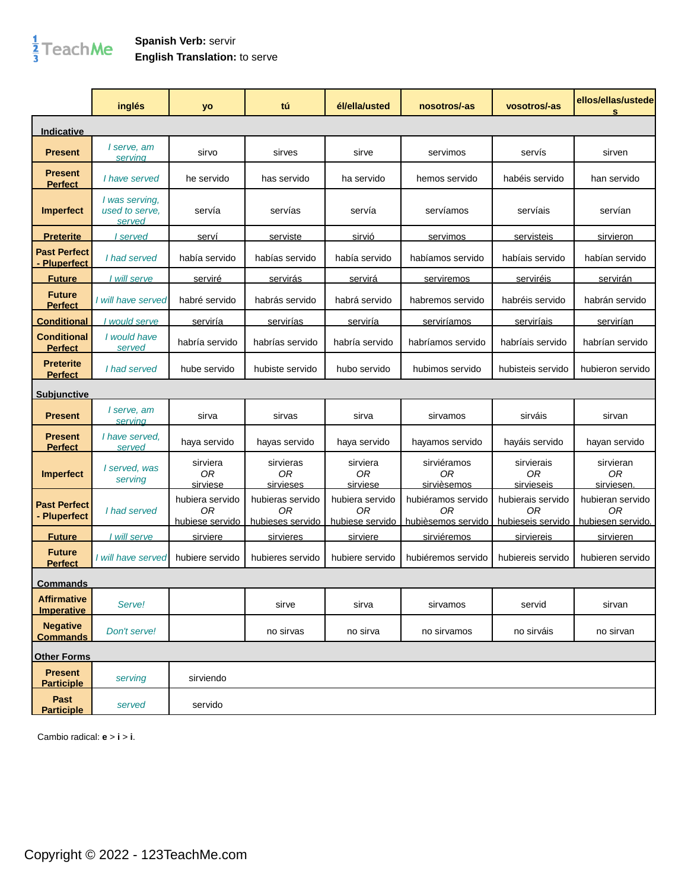**Spanish Verb:** servir
**English Translation:** to serve

| | inglés | yo | tú | él/ella/usted | nosotros/-as | vosotros/-as | ellos/ellas/ustedes |
|---|---|---|---|---|---|---|---|
| **Indicative** | | | | | | | |
| **Present** | *I serve, am serving* | sirvo | sirves | sirve | servimos | servís | sirven |
| **Present Perfect** | *I have served* | he servido | has servido | ha servido | hemos servido | habéis servido | han servido |
| **Imperfect** | *I was serving, used to serve, served* | servía | servías | servía | servíamos | servíais | servían |
| **Preterite** | *I served* | serví | serviste | sirvió | servimos | servisteis | sirvieron |
| **Past Perfect - Pluperfect** | *I had served* | había servido | habías servido | había servido | habíamos servido | habíais servido | habían servido |
| **Future** | *I will serve* | serviré | servirás | servirá | serviremos | serviréis | servirán |
| **Future Perfect** | *I will have served* | habré servido | habrás servido | habrá servido | habremos servido | habréis servido | habrán servido |
| **Conditional** | *I would serve* | serviría | servirías | serviría | serviríamos | serviríais | servirían |
| **Conditional Perfect** | *I would have served* | habría servido | habrías servido | habría servido | habríamos servido | habríais servido | habrían servido |
| **Preterite Perfect** | *I had served* | hube servido | hubiste servido | hubo servido | hubimos servido | hubisteis servido | hubieron servido |
| **Subjunctive** | | | | | | | |
| **Present** | *I serve, am serving* | sirva | sirvas | sirva | sirvamos | sirváis | sirvan |
| **Present Perfect** | *I have served, served* | haya servido | hayas servido | haya servido | hayamos servido | hayáis servido | hayan servido |
| **Imperfect** | *I served, was serving* | sirviera *OR* sirviese | sirvieras *OR* sirvieses | sirviera *OR* sirviese | sirviéramos *OR* sirvièsemos | sirvierais *OR* sirvieseis | sirvieran *OR* sirviesen. |
| **Past Perfect - Pluperfect** | *I had served* | hubiera servido *OR* hubiese servido | hubieras servido *OR* hubieses servido | hubiera servido *OR* hubiese servido | hubiéramos servido *OR* hubièsemos servido | hubierais servido *OR* hubieseis servido | hubieran servido *OR* hubiesen servido. |
| **Future** | *I will serve* | sirviere | sirvieres | sirviere | sirviéremos | sirviereis | sirvieren |
| **Future Perfect** | *I will have served* | hubiere servido | hubieres servido | hubiere servido | hubiéremos servido | hubiereis servido | hubieren servido |
| **Commands** | | | | | | | |
| **Affirmative Imperative** | *Serve!* | | sirve | sirva | sirvamos | servid | sirvan |
| **Negative Commands** | *Don't serve!* | | no sirvas | no sirva | no sirvamos | no sirváis | no sirvan |
| **Other Forms** | | | | | | | |
| **Present Participle** | *serving* | sirviendo | | | | | |
| **Past Participle** | *served* | servido | | | | | |

Cambio radical: **e** > **i** > **i**.

Copyright © 2022 - 123TeachMe.com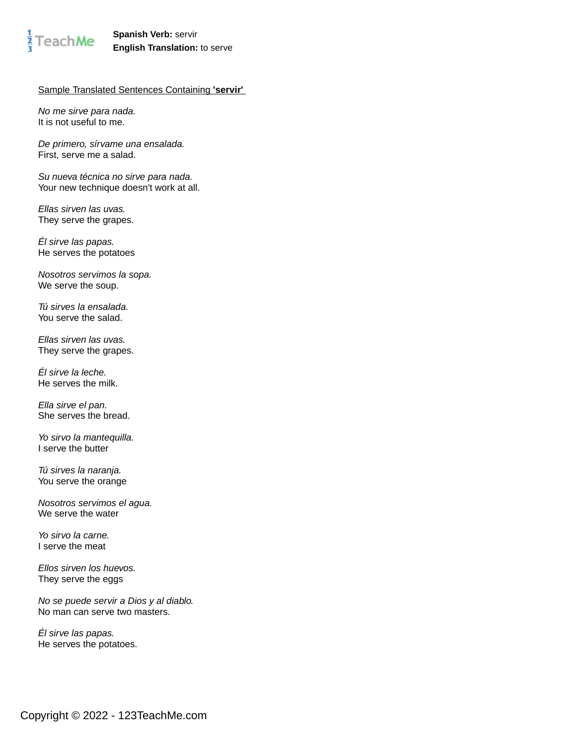**Spanish Verb:** servir
**English Translation:** to serve

Sample Translated Sentences Containing **'servir'**

*No me sirve para nada.*
It is not useful to me.

*De primero, sírvame una ensalada.*
First, serve me a salad.

*Su nueva técnica no sirve para nada.*
Your new technique doesn't work at all.

*Ellas sirven las uvas.*
They serve the grapes.

*Él sirve las papas.*
He serves the potatoes

*Nosotros servimos la sopa.*
We serve the soup.

*Tú sirves la ensalada.*
You serve the salad.

*Ellas sirven las uvas.*
They serve the grapes.

*Él sirve la leche.*
He serves the milk.

*Ella sirve el pan.*
She serves the bread.

*Yo sirvo la mantequilla.*
I serve the butter

*Tú sirves la naranja.*
You serve the orange

*Nosotros servimos el agua.*
We serve the water

*Yo sirvo la carne.*
I serve the meat

*Ellos sirven los huevos.*
They serve the eggs

*No se puede servir a Dios y al diablo.*
No man can serve two masters.

*Él sirve las papas.*
He serves the potatoes.

Copyright © 2022 - 123TeachMe.com